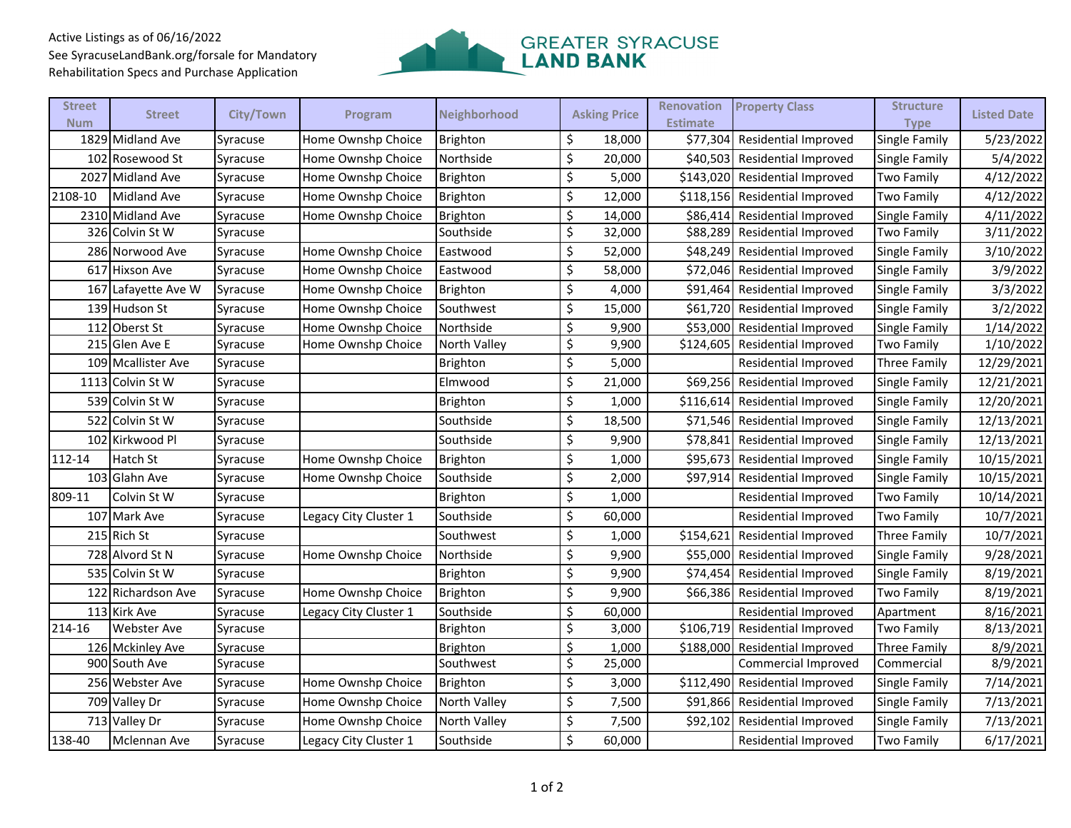Active Listings as of 06/16/2022
See SyracuseLandBank.org/forsale for Mandatory Rehabilitation Specs and Purchase Application

GREATER SYRACUSE LAND BANK

| Street Num | Street | City/Town | Program | Neighborhood | Asking Price | Renovation Estimate | Property Class | Structure Type | Listed Date |
|---|---|---|---|---|---|---|---|---|---|
| 1829 | Midland Ave | Syracuse | Home Ownshp Choice | Brighton | $ 18,000 | $77,304 | Residential Improved | Single Family | 5/23/2022 |
| 102 | Rosewood St | Syracuse | Home Ownshp Choice | Northside | $ 20,000 | $40,503 | Residential Improved | Single Family | 5/4/2022 |
| 2027 | Midland Ave | Syracuse | Home Ownshp Choice | Brighton | $ 5,000 | $143,020 | Residential Improved | Two Family | 4/12/2022 |
| 2108-10 | Midland Ave | Syracuse | Home Ownshp Choice | Brighton | $ 12,000 | $118,156 | Residential Improved | Two Family | 4/12/2022 |
| 2310 | Midland Ave | Syracuse | Home Ownshp Choice | Brighton | $ 14,000 | $86,414 | Residential Improved | Single Family | 4/11/2022 |
| 326 | Colvin St W | Syracuse | | Southside | $ 32,000 | $88,289 | Residential Improved | Two Family | 3/11/2022 |
| 286 | Norwood Ave | Syracuse | Home Ownshp Choice | Eastwood | $ 52,000 | $48,249 | Residential Improved | Single Family | 3/10/2022 |
| 617 | Hixson Ave | Syracuse | Home Ownshp Choice | Eastwood | $ 58,000 | $72,046 | Residential Improved | Single Family | 3/9/2022 |
| 167 | Lafayette Ave W | Syracuse | Home Ownshp Choice | Brighton | $ 4,000 | $91,464 | Residential Improved | Single Family | 3/3/2022 |
| 139 | Hudson St | Syracuse | Home Ownshp Choice | Southwest | $ 15,000 | $61,720 | Residential Improved | Single Family | 3/2/2022 |
| 112 | Oberst St | Syracuse | Home Ownshp Choice | Northside | $ 9,900 | $53,000 | Residential Improved | Single Family | 1/14/2022 |
| 215 | Glen Ave E | Syracuse | Home Ownshp Choice | North Valley | $ 9,900 | $124,605 | Residential Improved | Two Family | 1/10/2022 |
| 109 | Mcallister Ave | Syracuse | | Brighton | $ 5,000 | | Residential Improved | Three Family | 12/29/2021 |
| 1113 | Colvin St W | Syracuse | | Elmwood | $ 21,000 | $69,256 | Residential Improved | Single Family | 12/21/2021 |
| 539 | Colvin St W | Syracuse | | Brighton | $ 1,000 | $116,614 | Residential Improved | Single Family | 12/20/2021 |
| 522 | Colvin St W | Syracuse | | Southside | $ 18,500 | $71,546 | Residential Improved | Single Family | 12/13/2021 |
| 102 | Kirkwood Pl | Syracuse | | Southside | $ 9,900 | $78,841 | Residential Improved | Single Family | 12/13/2021 |
| 112-14 | Hatch St | Syracuse | Home Ownshp Choice | Brighton | $ 1,000 | $95,673 | Residential Improved | Single Family | 10/15/2021 |
| 103 | Glahn Ave | Syracuse | Home Ownshp Choice | Southside | $ 2,000 | $97,914 | Residential Improved | Single Family | 10/15/2021 |
| 809-11 | Colvin St W | Syracuse | | Brighton | $ 1,000 | | Residential Improved | Two Family | 10/14/2021 |
| 107 | Mark Ave | Syracuse | Legacy City Cluster 1 | Southside | $ 60,000 | | Residential Improved | Two Family | 10/7/2021 |
| 215 | Rich St | Syracuse | | Southwest | $ 1,000 | $154,621 | Residential Improved | Three Family | 10/7/2021 |
| 728 | Alvord St N | Syracuse | Home Ownshp Choice | Northside | $ 9,900 | $55,000 | Residential Improved | Single Family | 9/28/2021 |
| 535 | Colvin St W | Syracuse | | Brighton | $ 9,900 | $74,454 | Residential Improved | Single Family | 8/19/2021 |
| 122 | Richardson Ave | Syracuse | Home Ownshp Choice | Brighton | $ 9,900 | $66,386 | Residential Improved | Two Family | 8/19/2021 |
| 113 | Kirk Ave | Syracuse | Legacy City Cluster 1 | Southside | $ 60,000 | | Residential Improved | Apartment | 8/16/2021 |
| 214-16 | Webster Ave | Syracuse | | Brighton | $ 3,000 | $106,719 | Residential Improved | Two Family | 8/13/2021 |
| 126 | Mckinley Ave | Syracuse | | Brighton | $ 1,000 | $188,000 | Residential Improved | Three Family | 8/9/2021 |
| 900 | South Ave | Syracuse | | Southwest | $ 25,000 | | Commercial Improved | Commercial | 8/9/2021 |
| 256 | Webster Ave | Syracuse | Home Ownshp Choice | Brighton | $ 3,000 | $112,490 | Residential Improved | Single Family | 7/14/2021 |
| 709 | Valley Dr | Syracuse | Home Ownshp Choice | North Valley | $ 7,500 | $91,866 | Residential Improved | Single Family | 7/13/2021 |
| 713 | Valley Dr | Syracuse | Home Ownshp Choice | North Valley | $ 7,500 | $92,102 | Residential Improved | Single Family | 7/13/2021 |
| 138-40 | Mclennan Ave | Syracuse | Legacy City Cluster 1 | Southside | $ 60,000 | | Residential Improved | Two Family | 6/17/2021 |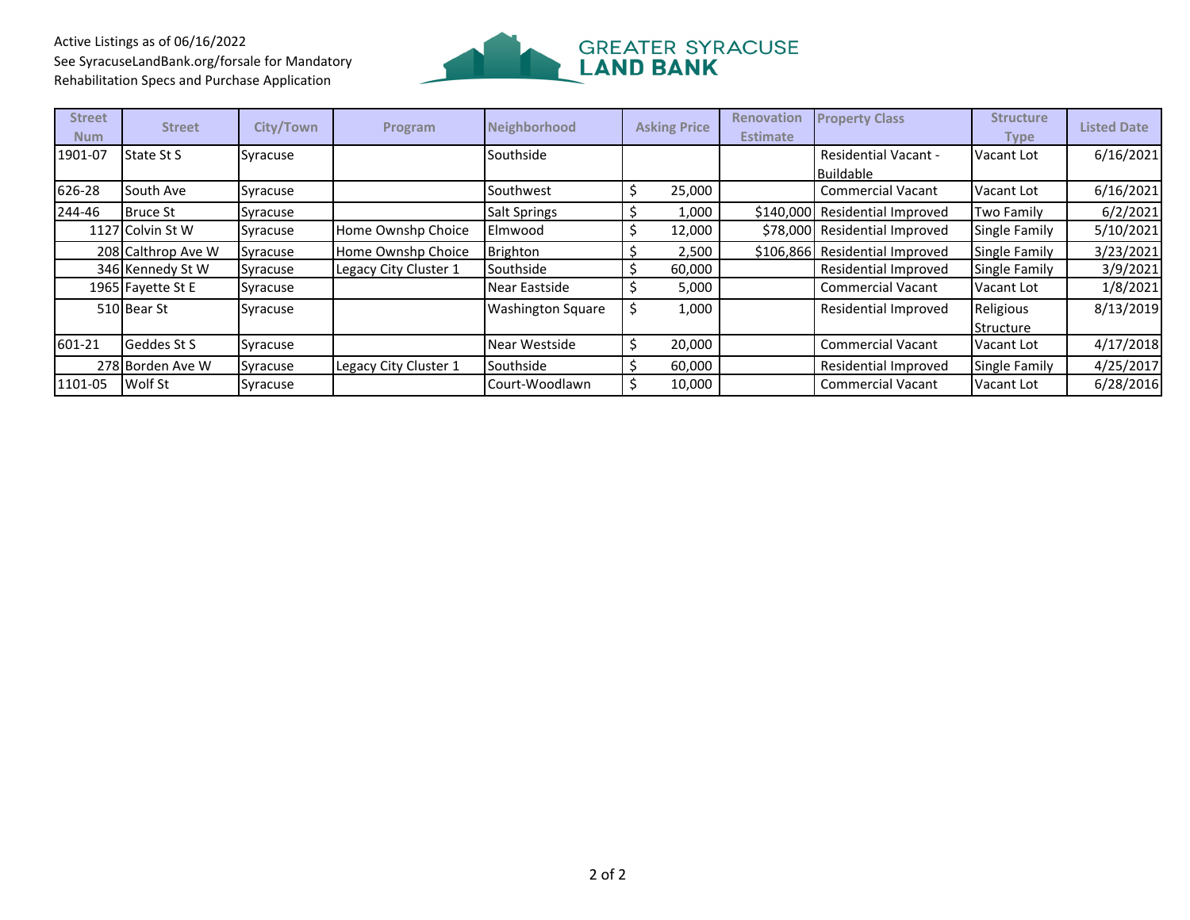Active Listings as of 06/16/2022
See SyracuseLandBank.org/forsale for Mandatory Rehabilitation Specs and Purchase Application

GREATER SYRACUSE LAND BANK

| Street Num | Street | City/Town | Program | Neighborhood | Asking Price | Renovation Estimate | Property Class | Structure Type | Listed Date |
|---|---|---|---|---|---|---|---|---|---|
| 1901-07 | State St S | Syracuse | | Southside | | | Residential Vacant - Buildable | Vacant Lot | 6/16/2021 |
| 626-28 | South Ave | Syracuse | | Southwest | $ 25,000 | | Commercial Vacant | Vacant Lot | 6/16/2021 |
| 244-46 | Bruce St | Syracuse | | Salt Springs | $ 1,000 | $140,000 | Residential Improved | Two Family | 6/2/2021 |
| 1127 | Colvin St W | Syracuse | Home Ownshp Choice | Elmwood | $ 12,000 | $78,000 | Residential Improved | Single Family | 5/10/2021 |
| 208 | Calthrop Ave W | Syracuse | Home Ownshp Choice | Brighton | $ 2,500 | $106,866 | Residential Improved | Single Family | 3/23/2021 |
| 346 | Kennedy St W | Syracuse | Legacy City Cluster 1 | Southside | $ 60,000 | | Residential Improved | Single Family | 3/9/2021 |
| 1965 | Fayette St E | Syracuse | | Near Eastside | $ 5,000 | | Commercial Vacant | Vacant Lot | 1/8/2021 |
| 510 | Bear St | Syracuse | | Washington Square | $ 1,000 | | Residential Improved | Religious Structure | 8/13/2019 |
| 601-21 | Geddes St S | Syracuse | | Near Westside | $ 20,000 | | Commercial Vacant | Vacant Lot | 4/17/2018 |
| 278 | Borden Ave W | Syracuse | Legacy City Cluster 1 | Southside | $ 60,000 | | Residential Improved | Single Family | 4/25/2017 |
| 1101-05 | Wolf St | Syracuse | | Court-Woodlawn | $ 10,000 | | Commercial Vacant | Vacant Lot | 6/28/2016 |